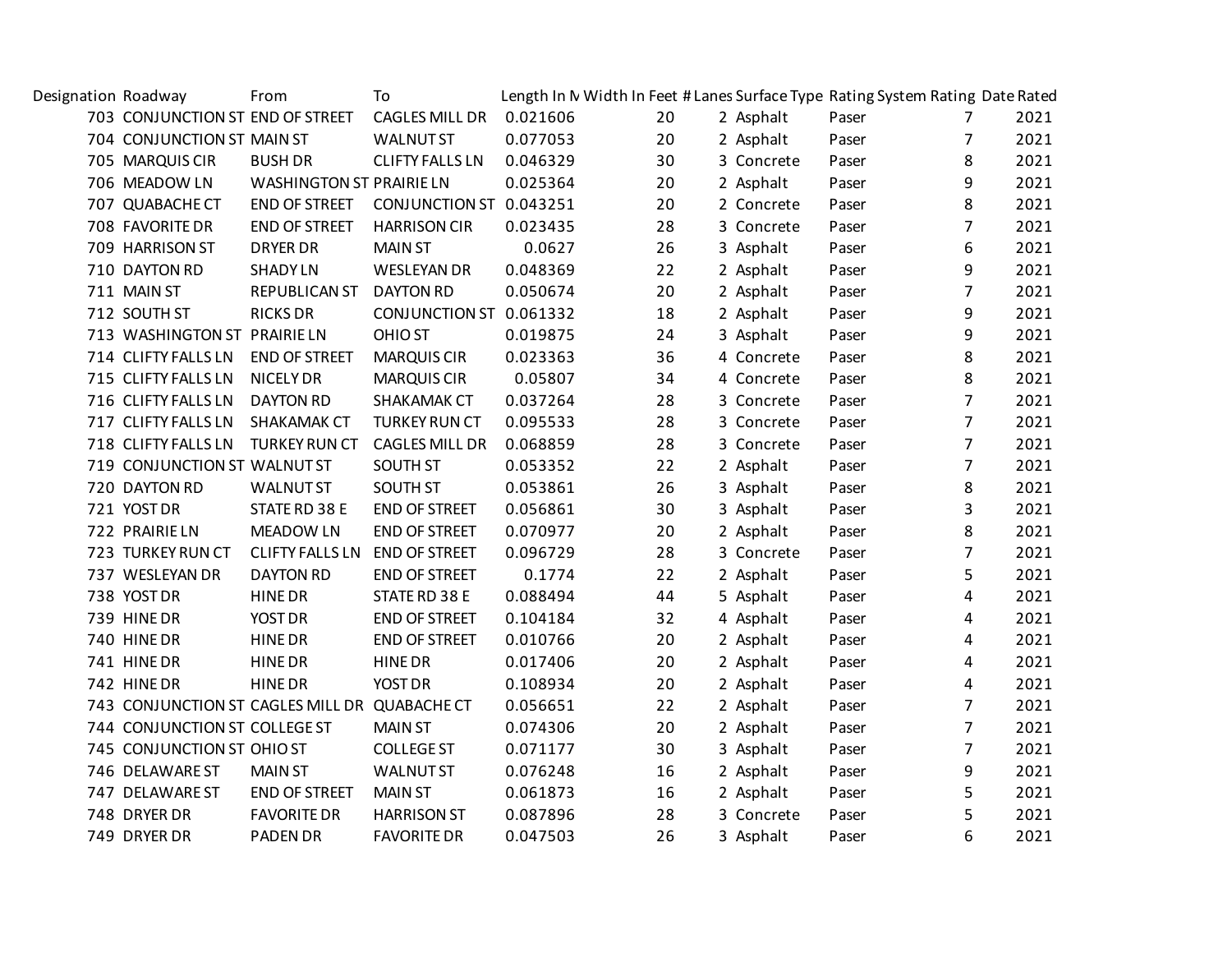| Designation | Roadway | From | To | Length In M | Width In Feet | # Lanes | Surface Type | Rating System | Rating | Date Rated |
|---|---|---|---|---|---|---|---|---|---|---|
| 703 | CONJUNCTION ST | END OF STREET | CAGLES MILL DR | 0.021606 | 20 | 2 | Asphalt | Paser | 7 | 2021 |
| 704 | CONJUNCTION ST | MAIN ST | WALNUT ST | 0.077053 | 20 | 2 | Asphalt | Paser | 7 | 2021 |
| 705 | MARQUIS CIR | BUSH DR | CLIFTY FALLS LN | 0.046329 | 30 | 3 | Concrete | Paser | 8 | 2021 |
| 706 | MEADOW LN | WASHINGTON ST | PRAIRIE LN | 0.025364 | 20 | 2 | Asphalt | Paser | 9 | 2021 |
| 707 | QUABACHE CT | END OF STREET | CONJUNCTION ST | 0.043251 | 20 | 2 | Concrete | Paser | 8 | 2021 |
| 708 | FAVORITE DR | END OF STREET | HARRISON CIR | 0.023435 | 28 | 3 | Concrete | Paser | 7 | 2021 |
| 709 | HARRISON ST | DRYER DR | MAIN ST | 0.0627 | 26 | 3 | Asphalt | Paser | 6 | 2021 |
| 710 | DAYTON RD | SHADY LN | WESLEYAN DR | 0.048369 | 22 | 2 | Asphalt | Paser | 9 | 2021 |
| 711 | MAIN ST | REPUBLICAN ST | DAYTON RD | 0.050674 | 20 | 2 | Asphalt | Paser | 7 | 2021 |
| 712 | SOUTH ST | RICKS DR | CONJUNCTION ST | 0.061332 | 18 | 2 | Asphalt | Paser | 9 | 2021 |
| 713 | WASHINGTON ST | PRAIRIE LN | OHIO ST | 0.019875 | 24 | 3 | Asphalt | Paser | 9 | 2021 |
| 714 | CLIFTY FALLS LN | END OF STREET | MARQUIS CIR | 0.023363 | 36 | 4 | Concrete | Paser | 8 | 2021 |
| 715 | CLIFTY FALLS LN | NICELY DR | MARQUIS CIR | 0.05807 | 34 | 4 | Concrete | Paser | 8 | 2021 |
| 716 | CLIFTY FALLS LN | DAYTON RD | SHAKAMAK CT | 0.037264 | 28 | 3 | Concrete | Paser | 7 | 2021 |
| 717 | CLIFTY FALLS LN | SHAKAMAK CT | TURKEY RUN CT | 0.095533 | 28 | 3 | Concrete | Paser | 7 | 2021 |
| 718 | CLIFTY FALLS LN | TURKEY RUN CT | CAGLES MILL DR | 0.068859 | 28 | 3 | Concrete | Paser | 7 | 2021 |
| 719 | CONJUNCTION ST | WALNUT ST | SOUTH ST | 0.053352 | 22 | 2 | Asphalt | Paser | 7 | 2021 |
| 720 | DAYTON RD | WALNUT ST | SOUTH ST | 0.053861 | 26 | 3 | Asphalt | Paser | 8 | 2021 |
| 721 | YOST DR | STATE RD 38 E | END OF STREET | 0.056861 | 30 | 3 | Asphalt | Paser | 3 | 2021 |
| 722 | PRAIRIE LN | MEADOW LN | END OF STREET | 0.070977 | 20 | 2 | Asphalt | Paser | 8 | 2021 |
| 723 | TURKEY RUN CT | CLIFTY FALLS LN | END OF STREET | 0.096729 | 28 | 3 | Concrete | Paser | 7 | 2021 |
| 737 | WESLEYAN DR | DAYTON RD | END OF STREET | 0.1774 | 22 | 2 | Asphalt | Paser | 5 | 2021 |
| 738 | YOST DR | HINE DR | STATE RD 38 E | 0.088494 | 44 | 5 | Asphalt | Paser | 4 | 2021 |
| 739 | HINE DR | YOST DR | END OF STREET | 0.104184 | 32 | 4 | Asphalt | Paser | 4 | 2021 |
| 740 | HINE DR | HINE DR | END OF STREET | 0.010766 | 20 | 2 | Asphalt | Paser | 4 | 2021 |
| 741 | HINE DR | HINE DR | HINE DR | 0.017406 | 20 | 2 | Asphalt | Paser | 4 | 2021 |
| 742 | HINE DR | HINE DR | YOST DR | 0.108934 | 20 | 2 | Asphalt | Paser | 4 | 2021 |
| 743 | CONJUNCTION ST | CAGLES MILL DR | QUABACHE CT | 0.056651 | 22 | 2 | Asphalt | Paser | 7 | 2021 |
| 744 | CONJUNCTION ST | COLLEGE ST | MAIN ST | 0.074306 | 20 | 2 | Asphalt | Paser | 7 | 2021 |
| 745 | CONJUNCTION ST | OHIO ST | COLLEGE ST | 0.071177 | 30 | 3 | Asphalt | Paser | 7 | 2021 |
| 746 | DELAWARE ST | MAIN ST | WALNUT ST | 0.076248 | 16 | 2 | Asphalt | Paser | 9 | 2021 |
| 747 | DELAWARE ST | END OF STREET | MAIN ST | 0.061873 | 16 | 2 | Asphalt | Paser | 5 | 2021 |
| 748 | DRYER DR | FAVORITE DR | HARRISON ST | 0.087896 | 28 | 3 | Concrete | Paser | 5 | 2021 |
| 749 | DRYER DR | PADEN DR | FAVORITE DR | 0.047503 | 26 | 3 | Asphalt | Paser | 6 | 2021 |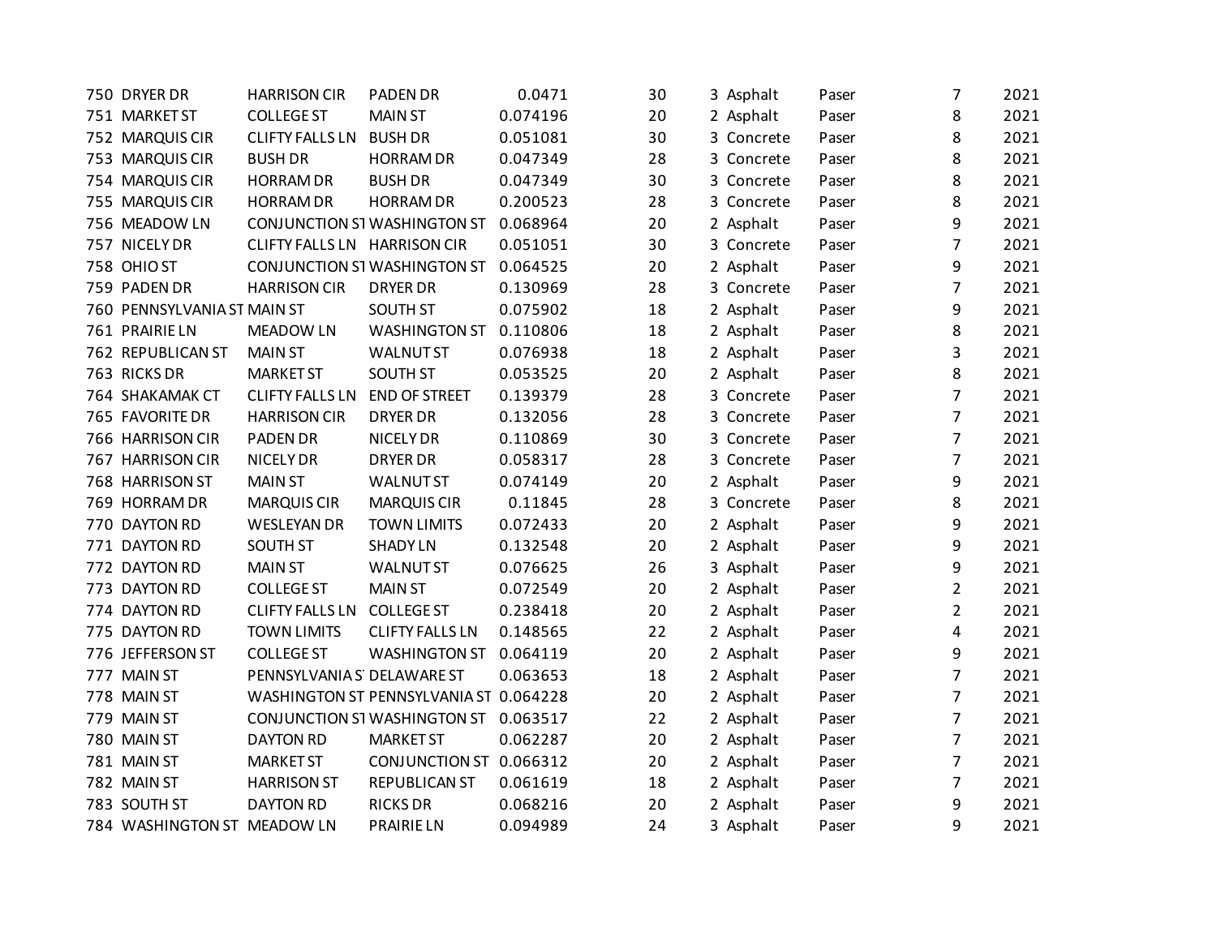| | | | | | | | | | |
|---|---|---|---|---|---|---|---|---|---|
| 750 | DRYER DR | HARRISON CIR | PADEN DR | 0.0471 | 30 | 3 | Asphalt | Paser | 7 | 2021 |
| 751 | MARKET ST | COLLEGE ST | MAIN ST | 0.074196 | 20 | 2 | Asphalt | Paser | 8 | 2021 |
| 752 | MARQUIS CIR | CLIFTY FALLS LN | BUSH DR | 0.051081 | 30 | 3 | Concrete | Paser | 8 | 2021 |
| 753 | MARQUIS CIR | BUSH DR | HORRAM DR | 0.047349 | 28 | 3 | Concrete | Paser | 8 | 2021 |
| 754 | MARQUIS CIR | HORRAM DR | BUSH DR | 0.047349 | 30 | 3 | Concrete | Paser | 8 | 2021 |
| 755 | MARQUIS CIR | HORRAM DR | HORRAM DR | 0.200523 | 28 | 3 | Concrete | Paser | 8 | 2021 |
| 756 | MEADOW LN | CONJUNCTION ST | WASHINGTON ST | 0.068964 | 20 | 2 | Asphalt | Paser | 9 | 2021 |
| 757 | NICELY DR | CLIFTY FALLS LN | HARRISON CIR | 0.051051 | 30 | 3 | Concrete | Paser | 7 | 2021 |
| 758 | OHIO ST | CONJUNCTION ST | WASHINGTON ST | 0.064525 | 20 | 2 | Asphalt | Paser | 9 | 2021 |
| 759 | PADEN DR | HARRISON CIR | DRYER DR | 0.130969 | 28 | 3 | Concrete | Paser | 7 | 2021 |
| 760 | PENNSYLVANIA ST | MAIN ST | SOUTH ST | 0.075902 | 18 | 2 | Asphalt | Paser | 9 | 2021 |
| 761 | PRAIRIE LN | MEADOW LN | WASHINGTON ST | 0.110806 | 18 | 2 | Asphalt | Paser | 8 | 2021 |
| 762 | REPUBLICAN ST | MAIN ST | WALNUT ST | 0.076938 | 18 | 2 | Asphalt | Paser | 3 | 2021 |
| 763 | RICKS DR | MARKET ST | SOUTH ST | 0.053525 | 20 | 2 | Asphalt | Paser | 8 | 2021 |
| 764 | SHAKAMAK CT | CLIFTY FALLS LN | END OF STREET | 0.139379 | 28 | 3 | Concrete | Paser | 7 | 2021 |
| 765 | FAVORITE DR | HARRISON CIR | DRYER DR | 0.132056 | 28 | 3 | Concrete | Paser | 7 | 2021 |
| 766 | HARRISON CIR | PADEN DR | NICELY DR | 0.110869 | 30 | 3 | Concrete | Paser | 7 | 2021 |
| 767 | HARRISON CIR | NICELY DR | DRYER DR | 0.058317 | 28 | 3 | Concrete | Paser | 7 | 2021 |
| 768 | HARRISON ST | MAIN ST | WALNUT ST | 0.074149 | 20 | 2 | Asphalt | Paser | 9 | 2021 |
| 769 | HORRAM DR | MARQUIS CIR | MARQUIS CIR | 0.11845 | 28 | 3 | Concrete | Paser | 8 | 2021 |
| 770 | DAYTON RD | WESLEYAN DR | TOWN LIMITS | 0.072433 | 20 | 2 | Asphalt | Paser | 9 | 2021 |
| 771 | DAYTON RD | SOUTH ST | SHADY LN | 0.132548 | 20 | 2 | Asphalt | Paser | 9 | 2021 |
| 772 | DAYTON RD | MAIN ST | WALNUT ST | 0.076625 | 26 | 3 | Asphalt | Paser | 9 | 2021 |
| 773 | DAYTON RD | COLLEGE ST | MAIN ST | 0.072549 | 20 | 2 | Asphalt | Paser | 2 | 2021 |
| 774 | DAYTON RD | CLIFTY FALLS LN | COLLEGE ST | 0.238418 | 20 | 2 | Asphalt | Paser | 2 | 2021 |
| 775 | DAYTON RD | TOWN LIMITS | CLIFTY FALLS LN | 0.148565 | 22 | 2 | Asphalt | Paser | 4 | 2021 |
| 776 | JEFFERSON ST | COLLEGE ST | WASHINGTON ST | 0.064119 | 20 | 2 | Asphalt | Paser | 9 | 2021 |
| 777 | MAIN ST | PENNSYLVANIA ST | DELAWARE ST | 0.063653 | 18 | 2 | Asphalt | Paser | 7 | 2021 |
| 778 | MAIN ST | WASHINGTON ST | PENNSYLVANIA ST | 0.064228 | 20 | 2 | Asphalt | Paser | 7 | 2021 |
| 779 | MAIN ST | CONJUNCTION ST | WASHINGTON ST | 0.063517 | 22 | 2 | Asphalt | Paser | 7 | 2021 |
| 780 | MAIN ST | DAYTON RD | MARKET ST | 0.062287 | 20 | 2 | Asphalt | Paser | 7 | 2021 |
| 781 | MAIN ST | MARKET ST | CONJUNCTION ST | 0.066312 | 20 | 2 | Asphalt | Paser | 7 | 2021 |
| 782 | MAIN ST | HARRISON ST | REPUBLICAN ST | 0.061619 | 18 | 2 | Asphalt | Paser | 7 | 2021 |
| 783 | SOUTH ST | DAYTON RD | RICKS DR | 0.068216 | 20 | 2 | Asphalt | Paser | 9 | 2021 |
| 784 | WASHINGTON ST | MEADOW LN | PRAIRIE LN | 0.094989 | 24 | 3 | Asphalt | Paser | 9 | 2021 |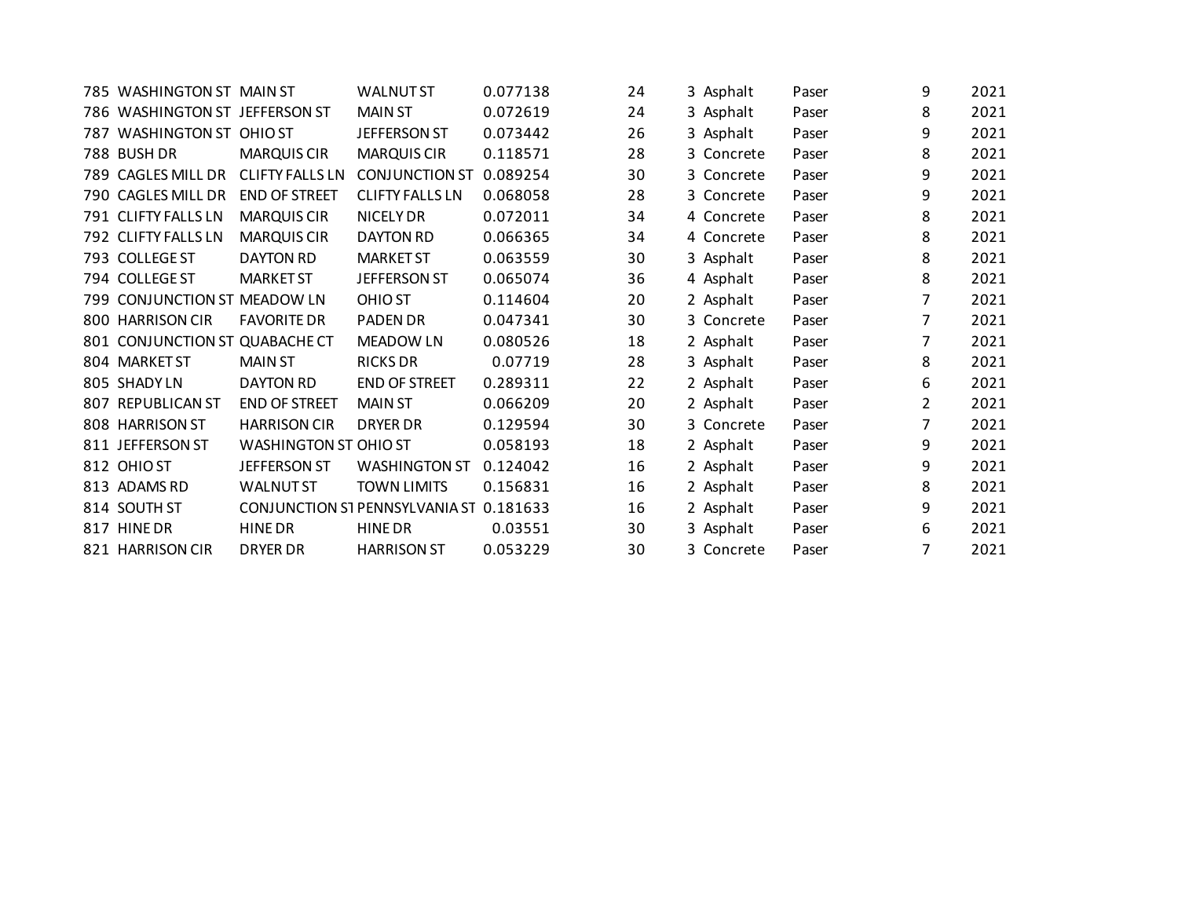| | | | | | | | | | | |
|---|---|---|---|---|---|---|---|---|---|---|
| 785 | WASHINGTON ST | MAIN ST | WALNUT ST | 0.077138 | 24 | 3 | Asphalt | Paser | 9 | 2021 |
| 786 | WASHINGTON ST | JEFFERSON ST | MAIN ST | 0.072619 | 24 | 3 | Asphalt | Paser | 8 | 2021 |
| 787 | WASHINGTON ST | OHIO ST | JEFFERSON ST | 0.073442 | 26 | 3 | Asphalt | Paser | 9 | 2021 |
| 788 | BUSH DR | MARQUIS CIR | MARQUIS CIR | 0.118571 | 28 | 3 | Concrete | Paser | 8 | 2021 |
| 789 | CAGLES MILL DR | CLIFTY FALLS LN | CONJUNCTION ST | 0.089254 | 30 | 3 | Concrete | Paser | 9 | 2021 |
| 790 | CAGLES MILL DR | END OF STREET | CLIFTY FALLS LN | 0.068058 | 28 | 3 | Concrete | Paser | 9 | 2021 |
| 791 | CLIFTY FALLS LN | MARQUIS CIR | NICELY DR | 0.072011 | 34 | 4 | Concrete | Paser | 8 | 2021 |
| 792 | CLIFTY FALLS LN | MARQUIS CIR | DAYTON RD | 0.066365 | 34 | 4 | Concrete | Paser | 8 | 2021 |
| 793 | COLLEGE ST | DAYTON RD | MARKET ST | 0.063559 | 30 | 3 | Asphalt | Paser | 8 | 2021 |
| 794 | COLLEGE ST | MARKET ST | JEFFERSON ST | 0.065074 | 36 | 4 | Asphalt | Paser | 8 | 2021 |
| 799 | CONJUNCTION ST | MEADOW LN | OHIO ST | 0.114604 | 20 | 2 | Asphalt | Paser | 7 | 2021 |
| 800 | HARRISON CIR | FAVORITE DR | PADEN DR | 0.047341 | 30 | 3 | Concrete | Paser | 7 | 2021 |
| 801 | CONJUNCTION ST | QUABACHE CT | MEADOW LN | 0.080526 | 18 | 2 | Asphalt | Paser | 7 | 2021 |
| 804 | MARKET ST | MAIN ST | RICKS DR | 0.07719 | 28 | 3 | Asphalt | Paser | 8 | 2021 |
| 805 | SHADY LN | DAYTON RD | END OF STREET | 0.289311 | 22 | 2 | Asphalt | Paser | 6 | 2021 |
| 807 | REPUBLICAN ST | END OF STREET | MAIN ST | 0.066209 | 20 | 2 | Asphalt | Paser | 2 | 2021 |
| 808 | HARRISON ST | HARRISON CIR | DRYER DR | 0.129594 | 30 | 3 | Concrete | Paser | 7 | 2021 |
| 811 | JEFFERSON ST | WASHINGTON ST | OHIO ST | 0.058193 | 18 | 2 | Asphalt | Paser | 9 | 2021 |
| 812 | OHIO ST | JEFFERSON ST | WASHINGTON ST | 0.124042 | 16 | 2 | Asphalt | Paser | 9 | 2021 |
| 813 | ADAMS RD | WALNUT ST | TOWN LIMITS | 0.156831 | 16 | 2 | Asphalt | Paser | 8 | 2021 |
| 814 | SOUTH ST | CONJUNCTION ST | PENNSYLVANIA ST | 0.181633 | 16 | 2 | Asphalt | Paser | 9 | 2021 |
| 817 | HINE DR | HINE DR | HINE DR | 0.03551 | 30 | 3 | Asphalt | Paser | 6 | 2021 |
| 821 | HARRISON CIR | DRYER DR | HARRISON ST | 0.053229 | 30 | 3 | Concrete | Paser | 7 | 2021 |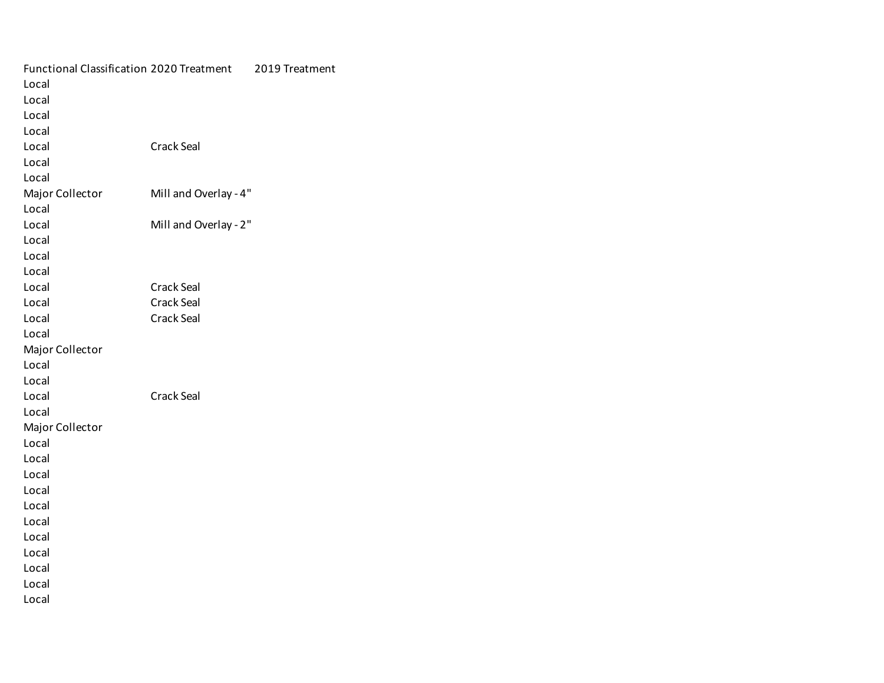| Functional Classification | 2020 Treatment | 2019 Treatment |
| --- | --- | --- |
| Local | | |
| Local | | |
| Local | | |
| Local | | |
| Local | Crack Seal | |
| Local | | |
| Local | | |
| Major Collector | Mill and Overlay - 4" | |
| Local | | |
| Local | Mill and Overlay - 2" | |
| Local | | |
| Local | | |
| Local | | |
| Local | Crack Seal | |
| Local | Crack Seal | |
| Local | Crack Seal | |
| Local | | |
| Major Collector | | |
| Local | | |
| Local | | |
| Local | Crack Seal | |
| Local | | |
| Major Collector | | |
| Local | | |
| Local | | |
| Local | | |
| Local | | |
| Local | | |
| Local | | |
| Local | | |
| Local | | |
| Local | | |
| Local | | |
| Local | | |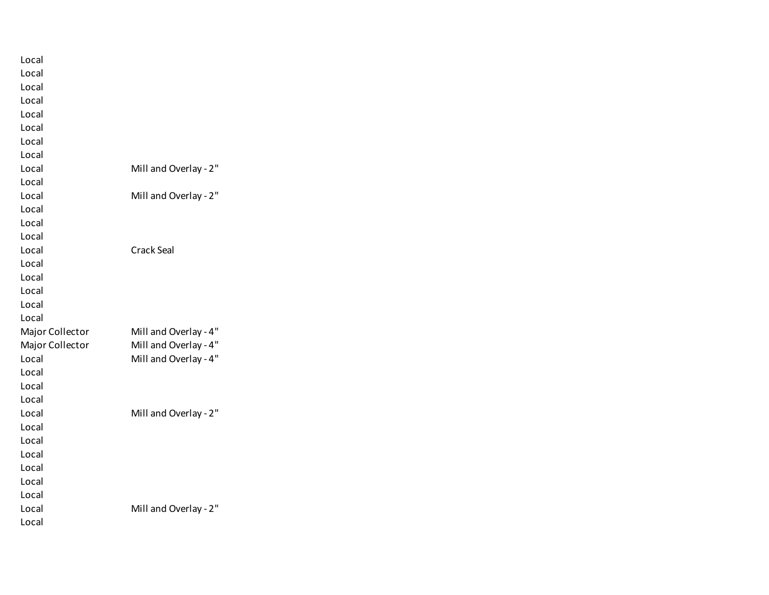| | |
|---|---|
| Local | |
| Local | |
| Local | |
| Local | |
| Local | |
| Local | |
| Local | |
| Local | |
| Local | Mill and Overlay - 2" |
| Local | |
| Local | Mill and Overlay - 2" |
| Local | |
| Local | |
| Local | |
| Local | Crack Seal |
| Local | |
| Local | |
| Local | |
| Local | |
| Local | |
| Major Collector | Mill and Overlay - 4" |
| Major Collector | Mill and Overlay - 4" |
| Local | Mill and Overlay - 4" |
| Local | |
| Local | |
| Local | |
| Local | Mill and Overlay - 2" |
| Local | |
| Local | |
| Local | |
| Local | |
| Local | |
| Local | |
| Local | Mill and Overlay - 2" |
| Local | |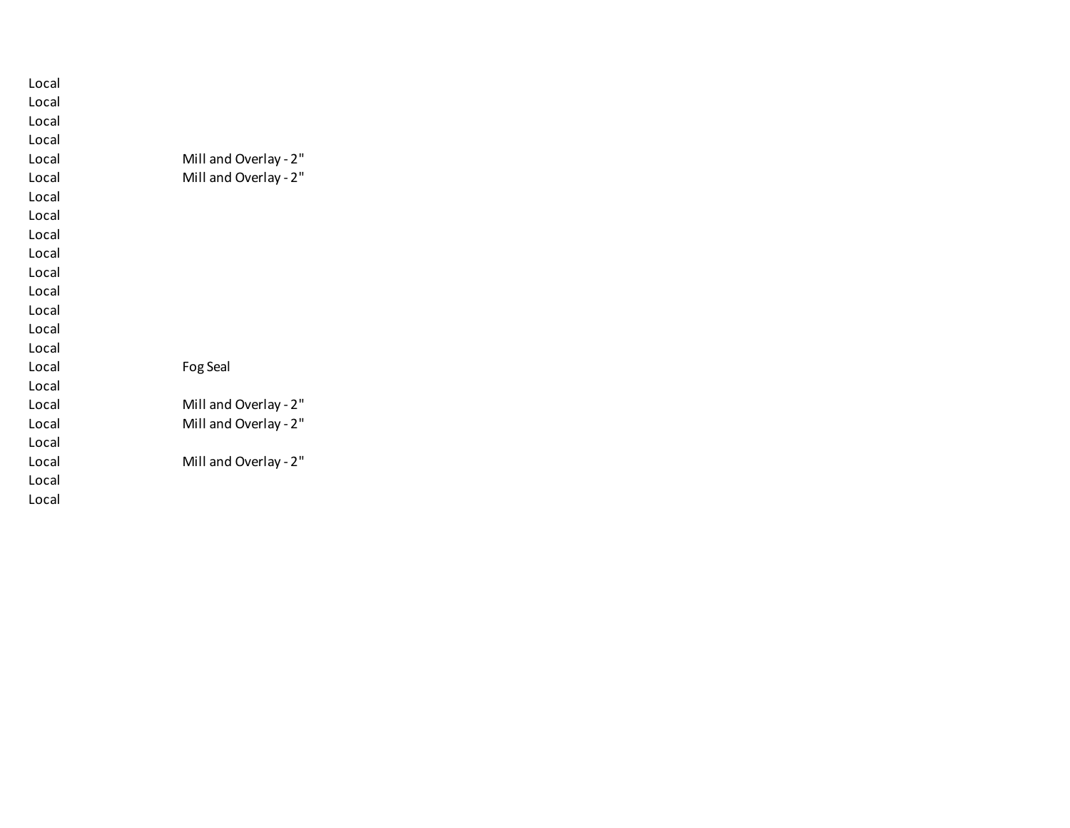| | |
|---|---|
| Local | |
| Local | |
| Local | |
| Local | |
| Local | Mill and Overlay - 2" |
| Local | Mill and Overlay - 2" |
| Local | |
| Local | |
| Local | |
| Local | |
| Local | |
| Local | |
| Local | |
| Local | |
| Local | |
| Local | Fog Seal |
| Local | |
| Local | Mill and Overlay - 2" |
| Local | Mill and Overlay - 2" |
| Local | |
| Local | Mill and Overlay - 2" |
| Local | |
| Local | |